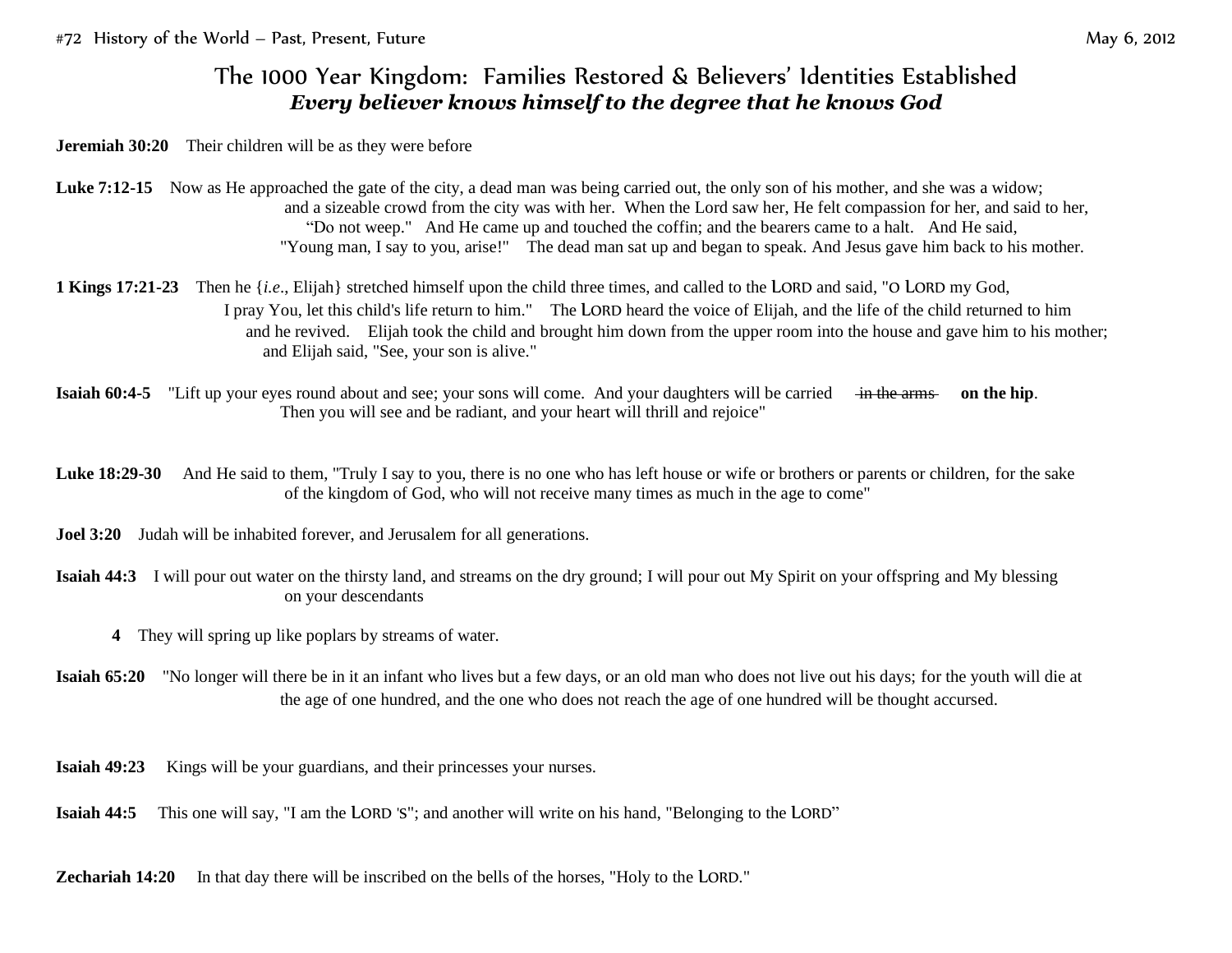# The 1000 Year Kingdom: Families Restored & Believers' Identities Established

***Every believer knows himself to the degree that he knows God***

**Jeremiah 30:20** Their children will be as they were before

**Luke 7:12-15** Now as He approached the gate of the city, a dead man was being carried out, the only son of his mother, and she was a widow; and a sizeable crowd from the city was with her. When the Lord saw her, He felt compassion for her, and said to her, "Do not weep." And He came up and touched the coffin; and the bearers came to a halt. And He said, "Young man, I say to you, arise!" The dead man sat up and began to speak. And Jesus gave him back to his mother.

**1 Kings 17:21-23** Then he {*i.e.*, Elijah} stretched himself upon the child three times, and called to the LORD and said, "O LORD my God, I pray You, let this child's life return to him." The LORD heard the voice of Elijah, and the life of the child returned to him and he revived. Elijah took the child and brought him down from the upper room into the house and gave him to his mother; and Elijah said, "See, your son is alive."

**Isaiah 60:4-5** "Lift up your eyes round about and see; your sons will come. And your daughters will be carried ~~in the arms~~ **on the hip**. Then you will see and be radiant, and your heart will thrill and rejoice"

**Luke 18:29-30** And He said to them, "Truly I say to you, there is no one who has left house or wife or brothers or parents or children, for the sake of the kingdom of God, who will not receive many times as much in the age to come"

**Joel 3:20** Judah will be inhabited forever, and Jerusalem for all generations.

**Isaiah 44:3** I will pour out water on the thirsty land, and streams on the dry ground; I will pour out My Spirit on your offspring and My blessing on your descendants

**4** They will spring up like poplars by streams of water.

**Isaiah 65:20** "No longer will there be in it an infant who lives but a few days, or an old man who does not live out his days; for the youth will die at the age of one hundred, and the one who does not reach the age of one hundred will be thought accursed.

**Isaiah 49:23** Kings will be your guardians, and their princesses your nurses.

**Isaiah 44:5** This one will say, "I am the LORD 'S"; and another will write on his hand, "Belonging to the LORD"

**Zechariah 14:20** In that day there will be inscribed on the bells of the horses, "Holy to the LORD."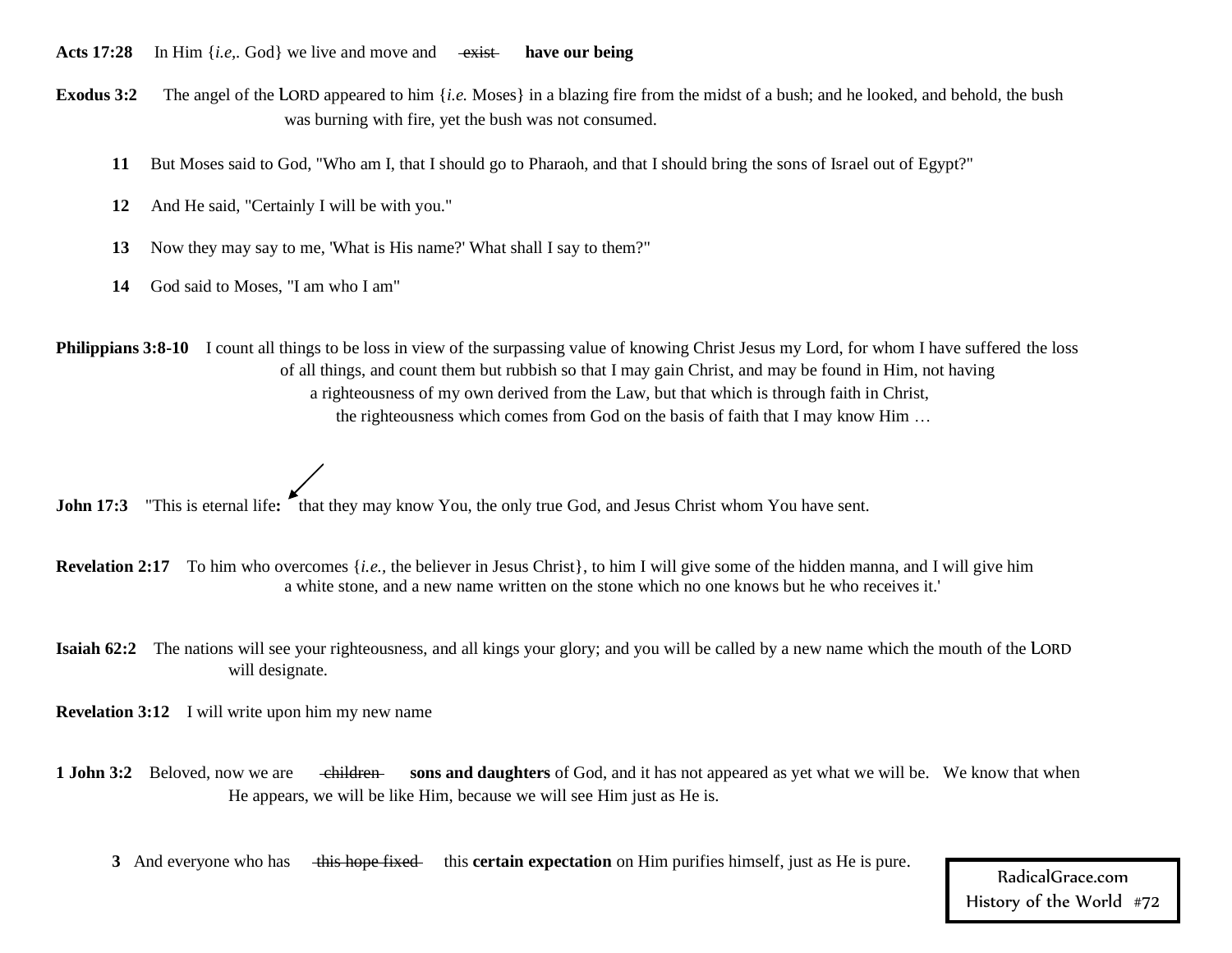**Acts 17:28** In Him {*i.e*,. God} we live and move and ~~exist~~ **have our being**

**Exodus 3:2** The angel of the LORD appeared to him {*i.e.* Moses} in a blazing fire from the midst of a bush; and he looked, and behold, the bush was burning with fire, yet the bush was not consumed.

**11** But Moses said to God, "Who am I, that I should go to Pharaoh, and that I should bring the sons of Israel out of Egypt?"

**12** And He said, "Certainly I will be with you."

**13** Now they may say to me, 'What is His name?' What shall I say to them?"

**14** God said to Moses, "I am who I am"

**Philippians 3:8-10** I count all things to be loss in view of the surpassing value of knowing Christ Jesus my Lord, for whom I have suffered the loss of all things, and count them but rubbish so that I may gain Christ, and may be found in Him, not having a righteousness of my own derived from the Law, but that which is through faith in Christ, the righteousness which comes from God on the basis of faith that I may know Him …

**John 17:3** "This is eternal life**:** that they may know You, the only true God, and Jesus Christ whom You have sent.

**Revelation 2:17** To him who overcomes {*i.e.*, the believer in Jesus Christ}, to him I will give some of the hidden manna, and I will give him a white stone, and a new name written on the stone which no one knows but he who receives it.'

**Isaiah 62:2** The nations will see your righteousness, and all kings your glory; and you will be called by a new name which the mouth of the LORD will designate.

**Revelation 3:12** I will write upon him my new name

**1 John 3:2** Beloved, now we are ~~children~~ **sons and daughters** of God, and it has not appeared as yet what we will be. We know that when He appears, we will be like Him, because we will see Him just as He is.

**3** And everyone who has ~~this hope fixed~~ this **certain expectation** on Him purifies himself, just as He is pure.

RadicalGrace.com
History of the World #72